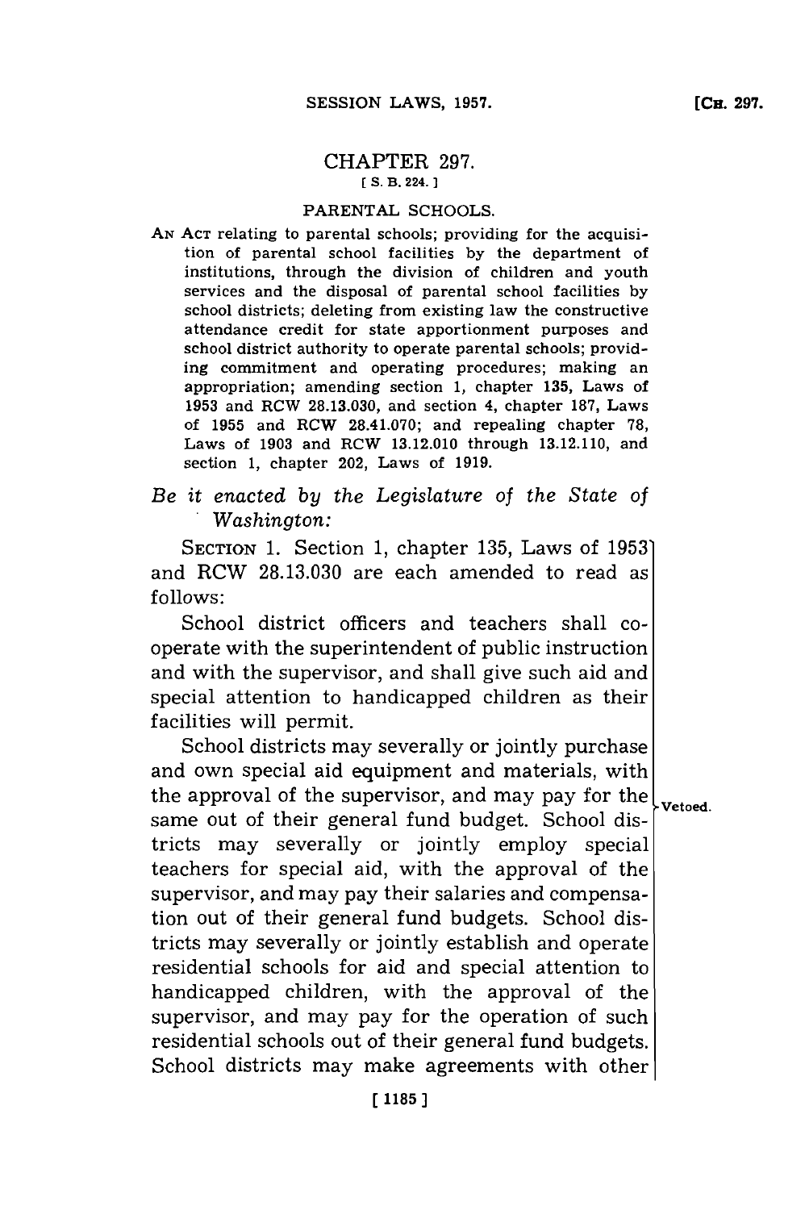# CHAPTER 297.

[ S. B. 224. ]

## PARENTAL SCHOOLS.

AN ACT relating to parental schools; providing for the acquisition of parental school facilities by the department of institutions, through the division of children and youth services and the disposal of parental school facilities by school districts; deleting from existing law the constructive attendance credit for state apportionment purposes and school district authority to operate parental schools; providing commitment and operating procedures; making an appropriation; amending section 1, chapter 135, Laws of 1953 and RCW 28.13.030, and section 4, chapter 187, Laws of 1955 and RCW 28.41.070; and repealing chapter 78, Laws of 1903 and RCW 13.12.010 through 13.12.110, and section 1, chapter 202, Laws of 1919.

*Be it enacted by the Legislature of the State of Washington:*

SECTION 1. Section 1, chapter 135, Laws of 1953 and RCW 28.13.030 are each amended to read as follows:

School district officers and teachers shall cooperate with the superintendent of public instruction and with the supervisor, and shall give such aid and special attention to handicapped children as their facilities will permit.

School districts may severally or jointly purchase and own special aid equipment and materials, with the approval of the supervisor, and may pay for the same out of their general fund budget. School districts may severally or jointly employ special teachers for special aid, with the approval of the supervisor, and may pay their salaries and compensation out of their general fund budgets. School districts may severally or jointly establish and operate residential schools for aid and special attention to handicapped children, with the approval of the supervisor, and may pay for the operation of such residential schools out of their general fund budgets. School districts may make agreements with other

Vetoed.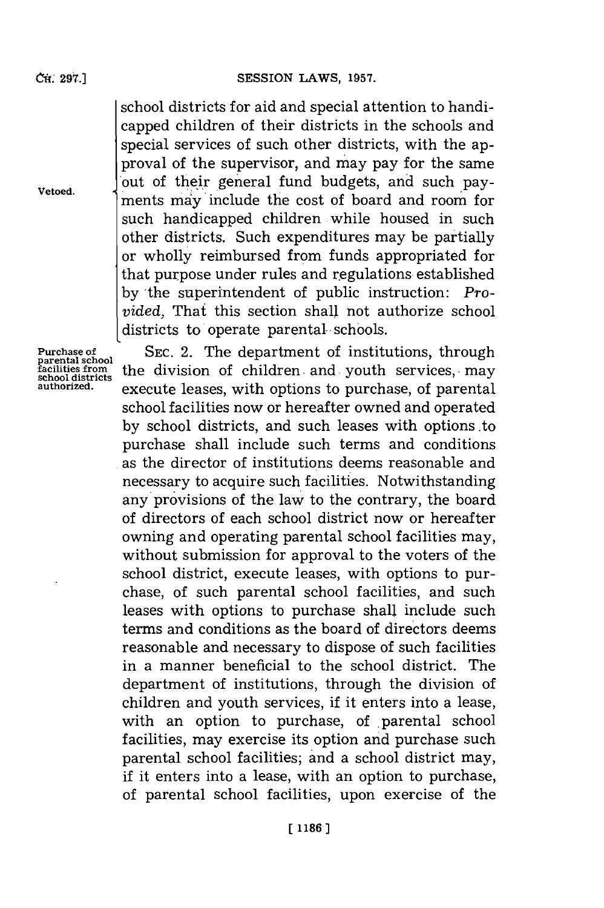school districts for aid and special attention to handicapped children of their districts in the schools and special services of such other districts, with the approval of the supervisor, and may pay for the same out of their general fund budgets, and such payments may include the cost of board and room for such handicapped children while housed in such other districts. Such expenditures may be partially or wholly reimbursed from funds appropriated for that purpose under rules and regulations established by the superintendent of public instruction: *Provided*, That this section shall not authorize school districts to operate parental schools.

Vetoed.

Purchase of parental school facilities from school districts authorized.

SEC. 2. The department of institutions, through the division of children and youth services, may execute leases, with options to purchase, of parental school facilities now or hereafter owned and operated by school districts, and such leases with options to purchase shall include such terms and conditions as the director of institutions deems reasonable and necessary to acquire such facilities. Notwithstanding any provisions of the law to the contrary, the board of directors of each school district now or hereafter owning and operating parental school facilities may, without submission for approval to the voters of the school district, execute leases, with options to purchase, of such parental school facilities, and such leases with options to purchase shall include such terms and conditions as the board of directors deems reasonable and necessary to dispose of such facilities in a manner beneficial to the school district. The department of institutions, through the division of children and youth services, if it enters into a lease, with an option to purchase, of parental school facilities, may exercise its option and purchase such parental school facilities; and a school district may, if it enters into a lease, with an option to purchase, of parental school facilities, upon exercise of the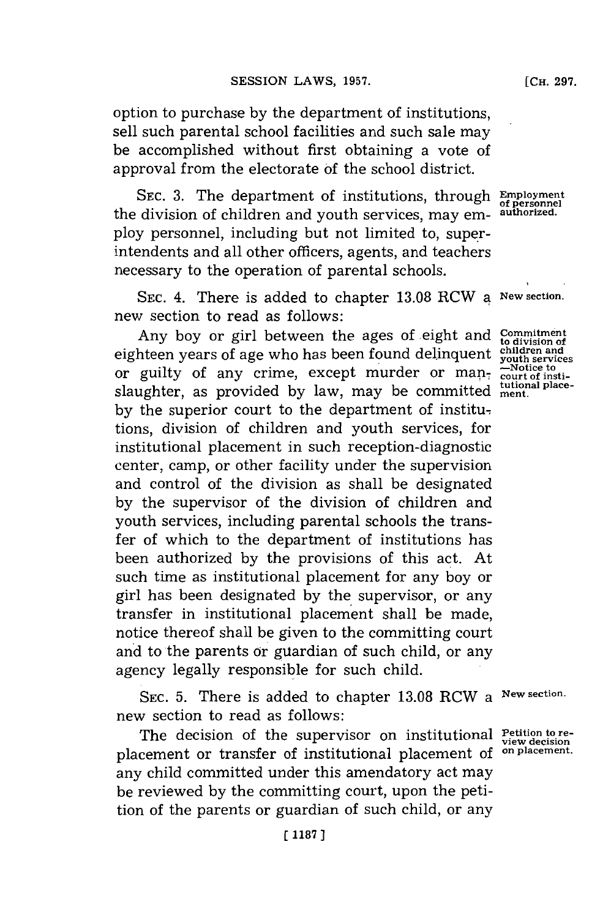option to purchase by the department of institutions, sell such parental school facilities and such sale may be accomplished without first obtaining a vote of approval from the electorate of the school district.

SEC. 3. The department of institutions, through the division of children and youth services, may employ personnel, including but not limited to, superintendents and all other officers, agents, and teachers necessary to the operation of parental schools.

*Employment of personnel authorized.*

SEC. 4. There is added to chapter 13.08 RCW a new section to read as follows:

*New section.*

Any boy or girl between the ages of eight and eighteen years of age who has been found delinquent or guilty of any crime, except murder or manslaughter, as provided by law, may be committed by the superior court to the department of institutions, division of children and youth services, for institutional placement in such reception-diagnostic center, camp, or other facility under the supervision and control of the division as shall be designated by the supervisor of the division of children and youth services, including parental schools the transfer of which to the department of institutions has been authorized by the provisions of this act. At such time as institutional placement for any boy or girl has been designated by the supervisor, or any transfer in institutional placement shall be made, notice thereof shall be given to the committing court and to the parents or guardian of such child, or any agency legally responsible for such child.

*Commitment to division of children and youth services —Notice to court of institutional placement.*

SEC. 5. There is added to chapter 13.08 RCW a new section to read as follows:

*New section.*

The decision of the supervisor on institutional placement or transfer of institutional placement of any child committed under this amendatory act may be reviewed by the committing court, upon the petition of the parents or guardian of such child, or any

*Petition to review decision on placement.*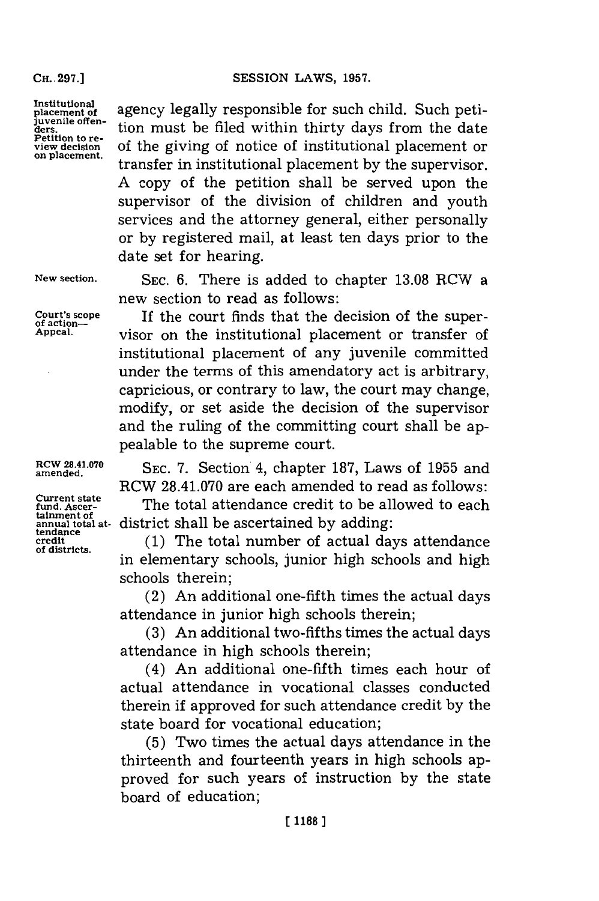agency legally responsible for such child. Such petition must be filed within thirty days from the date of the giving of notice of institutional placement or transfer in institutional placement by the supervisor. A copy of the petition shall be served upon the supervisor of the division of children and youth services and the attorney general, either personally or by registered mail, at least ten days prior to the date set for hearing.

SEC. 6. There is added to chapter 13.08 RCW a new section to read as follows:

If the court finds that the decision of the supervisor on the institutional placement or transfer of institutional placement of any juvenile committed under the terms of this amendatory act is arbitrary, capricious, or contrary to law, the court may change, modify, or set aside the decision of the supervisor and the ruling of the committing court shall be appealable to the supreme court.

SEC. 7. Section 4, chapter 187, Laws of 1955 and RCW 28.41.070 are each amended to read as follows:

The total attendance credit to be allowed to each district shall be ascertained by adding:

(1) The total number of actual days attendance in elementary schools, junior high schools and high schools therein;

(2) An additional one-fifth times the actual days attendance in junior high schools therein;

(3) An additional two-fifths times the actual days attendance in high schools therein;

(4) An additional one-fifth times each hour of actual attendance in vocational classes conducted therein if approved for such attendance credit by the state board for vocational education;

(5) Two times the actual days attendance in the thirteenth and fourteenth years in high schools approved for such years of instruction by the state board of education;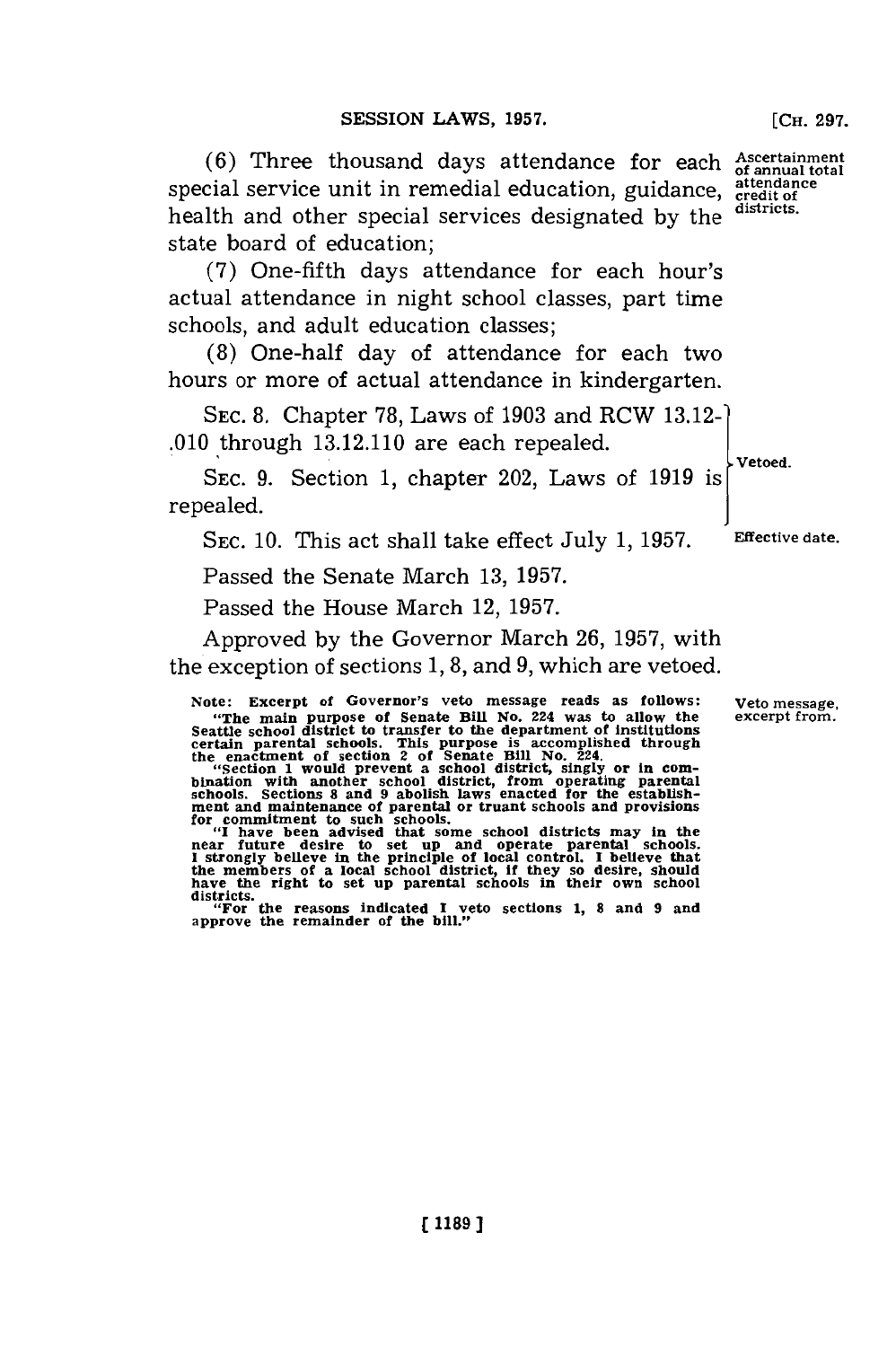(6) Three thousand days attendance for each special service unit in remedial education, guidance, health and other special services designated by the state board of education;

Ascertainment of annual total attendance credit of districts.

(7) One-fifth days attendance for each hour's actual attendance in night school classes, part time schools, and adult education classes;

(8) One-half day of attendance for each two hours or more of actual attendance in kindergarten.

SEC. 8. Chapter 78, Laws of 1903 and RCW 13.12-.010 through 13.12.110 are each repealed.

SEC. 9. Section 1, chapter 202, Laws of 1919 is repealed.

Vetoed.

SEC. 10. This act shall take effect July 1, 1957.

Effective date.

Passed the Senate March 13, 1957.

Passed the House March 12, 1957.

Approved by the Governor March 26, 1957, with the exception of sections 1, 8, and 9, which are vetoed.

Veto message, excerpt from.

**Note: Excerpt of Governor's veto message reads as follows:**

"The main purpose of Senate Bill No. 224 was to allow the Seattle school district to transfer to the department of institutions certain parental schools. This purpose is accomplished through the enactment of section 2 of Senate Bill No. 224.

"Section 1 would prevent a school district, singly or in combination with another school district, from operating parental schools. Sections 8 and 9 abolish laws enacted for the establishment and maintenance of parental or truant schools and provisions for commitment to such schools.

"I have been advised that some school districts may in the near future desire to set up and operate parental schools. I strongly believe in the principle of local control. I believe that the members of a local school district, if they so desire, should have the right to set up parental schools in their own school districts.

"For the reasons indicated I veto sections 1, 8 and 9 and approve the remainder of the bill."